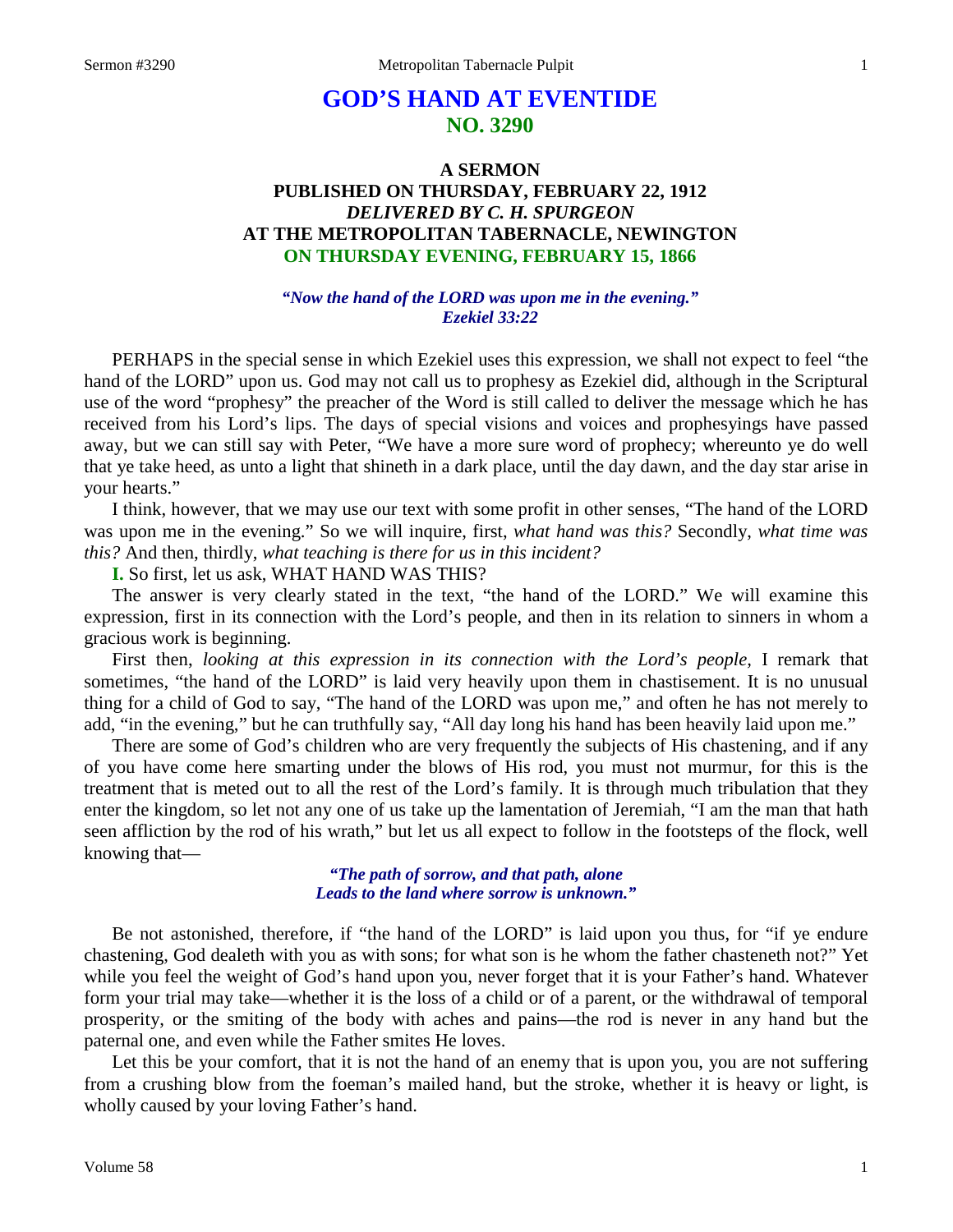# GOD'S HAND AT EVENTIDE
## NO. 3290

### A SERMON
### PUBLISHED ON THURSDAY, FEBRUARY 22, 1912
### *DELIVERED BY C. H. SPURGEON*
### AT THE METROPOLITAN TABERNACLE, NEWINGTON
### ON THURSDAY EVENING, FEBRUARY 15, 1866

*"Now the hand of the LORD was upon me in the evening."*
*Ezekiel 33:22*

PERHAPS in the special sense in which Ezekiel uses this expression, we shall not expect to feel "the hand of the LORD" upon us. God may not call us to prophesy as Ezekiel did, although in the Scriptural use of the word "prophesy" the preacher of the Word is still called to deliver the message which he has received from his Lord's lips. The days of special visions and voices and prophesyings have passed away, but we can still say with Peter, "We have a more sure word of prophecy; whereunto ye do well that ye take heed, as unto a light that shineth in a dark place, until the day dawn, and the day star arise in your hearts."

I think, however, that we may use our text with some profit in other senses, "The hand of the LORD was upon me in the evening." So we will inquire, first, *what hand was this?* Secondly, *what time was this?* And then, thirdly, *what teaching is there for us in this incident?*

**I.** So first, let us ask, WHAT HAND WAS THIS?

The answer is very clearly stated in the text, "the hand of the LORD." We will examine this expression, first in its connection with the Lord's people, and then in its relation to sinners in whom a gracious work is beginning.

First then, *looking at this expression in its connection with the Lord's people,* I remark that sometimes, "the hand of the LORD" is laid very heavily upon them in chastisement. It is no unusual thing for a child of God to say, "The hand of the LORD was upon me," and often he has not merely to add, "in the evening," but he can truthfully say, "All day long his hand has been heavily laid upon me."

There are some of God's children who are very frequently the subjects of His chastening, and if any of you have come here smarting under the blows of His rod, you must not murmur, for this is the treatment that is meted out to all the rest of the Lord's family. It is through much tribulation that they enter the kingdom, so let not any one of us take up the lamentation of Jeremiah, "I am the man that hath seen affliction by the rod of his wrath," but let us all expect to follow in the footsteps of the flock, well knowing that—

*"The path of sorrow, and that path, alone*
*Leads to the land where sorrow is unknown."*

Be not astonished, therefore, if "the hand of the LORD" is laid upon you thus, for "if ye endure chastening, God dealeth with you as with sons; for what son is he whom the father chasteneth not?" Yet while you feel the weight of God's hand upon you, never forget that it is your Father's hand. Whatever form your trial may take—whether it is the loss of a child or of a parent, or the withdrawal of temporal prosperity, or the smiting of the body with aches and pains—the rod is never in any hand but the paternal one, and even while the Father smites He loves.

Let this be your comfort, that it is not the hand of an enemy that is upon you, you are not suffering from a crushing blow from the foeman's mailed hand, but the stroke, whether it is heavy or light, is wholly caused by your loving Father's hand.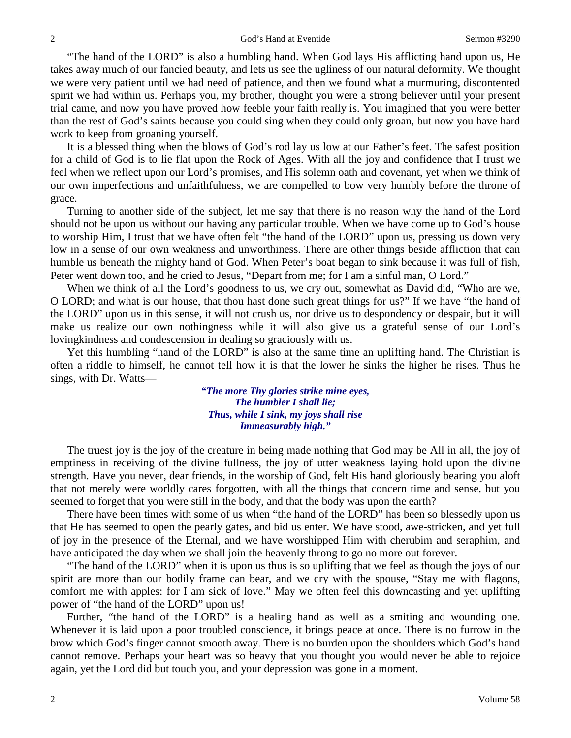"The hand of the LORD" is also a humbling hand. When God lays His afflicting hand upon us, He takes away much of our fancied beauty, and lets us see the ugliness of our natural deformity. We thought we were very patient until we had need of patience, and then we found what a murmuring, discontented spirit we had within us. Perhaps you, my brother, thought you were a strong believer until your present trial came, and now you have proved how feeble your faith really is. You imagined that you were better than the rest of God's saints because you could sing when they could only groan, but now you have hard work to keep from groaning yourself.

It is a blessed thing when the blows of God's rod lay us low at our Father's feet. The safest position for a child of God is to lie flat upon the Rock of Ages. With all the joy and confidence that I trust we feel when we reflect upon our Lord's promises, and His solemn oath and covenant, yet when we think of our own imperfections and unfaithfulness, we are compelled to bow very humbly before the throne of grace.

Turning to another side of the subject, let me say that there is no reason why the hand of the Lord should not be upon us without our having any particular trouble. When we have come up to God's house to worship Him, I trust that we have often felt "the hand of the LORD" upon us, pressing us down very low in a sense of our own weakness and unworthiness. There are other things beside affliction that can humble us beneath the mighty hand of God. When Peter's boat began to sink because it was full of fish, Peter went down too, and he cried to Jesus, "Depart from me; for I am a sinful man, O Lord."

When we think of all the Lord's goodness to us, we cry out, somewhat as David did, "Who are we, O LORD; and what is our house, that thou hast done such great things for us?" If we have "the hand of the LORD" upon us in this sense, it will not crush us, nor drive us to despondency or despair, but it will make us realize our own nothingness while it will also give us a grateful sense of our Lord's lovingkindness and condescension in dealing so graciously with us.

Yet this humbling "hand of the LORD" is also at the same time an uplifting hand. The Christian is often a riddle to himself, he cannot tell how it is that the lower he sinks the higher he rises. Thus he sings, with Dr. Watts—

> ***"The more Thy glories strike mine eyes,***
> ***The humbler I shall lie;***
> ***Thus, while I sink, my joys shall rise***
> ***Immeasurably high."***

The truest joy is the joy of the creature in being made nothing that God may be All in all, the joy of emptiness in receiving of the divine fullness, the joy of utter weakness laying hold upon the divine strength. Have you never, dear friends, in the worship of God, felt His hand gloriously bearing you aloft that not merely were worldly cares forgotten, with all the things that concern time and sense, but you seemed to forget that you were still in the body, and that the body was upon the earth?

There have been times with some of us when "the hand of the LORD" has been so blessedly upon us that He has seemed to open the pearly gates, and bid us enter. We have stood, awe-stricken, and yet full of joy in the presence of the Eternal, and we have worshipped Him with cherubim and seraphim, and have anticipated the day when we shall join the heavenly throng to go no more out forever.

"The hand of the LORD" when it is upon us thus is so uplifting that we feel as though the joys of our spirit are more than our bodily frame can bear, and we cry with the spouse, "Stay me with flagons, comfort me with apples: for I am sick of love." May we often feel this downcasting and yet uplifting power of "the hand of the LORD" upon us!

Further, "the hand of the LORD" is a healing hand as well as a smiting and wounding one. Whenever it is laid upon a poor troubled conscience, it brings peace at once. There is no furrow in the brow which God's finger cannot smooth away. There is no burden upon the shoulders which God's hand cannot remove. Perhaps your heart was so heavy that you thought you would never be able to rejoice again, yet the Lord did but touch you, and your depression was gone in a moment.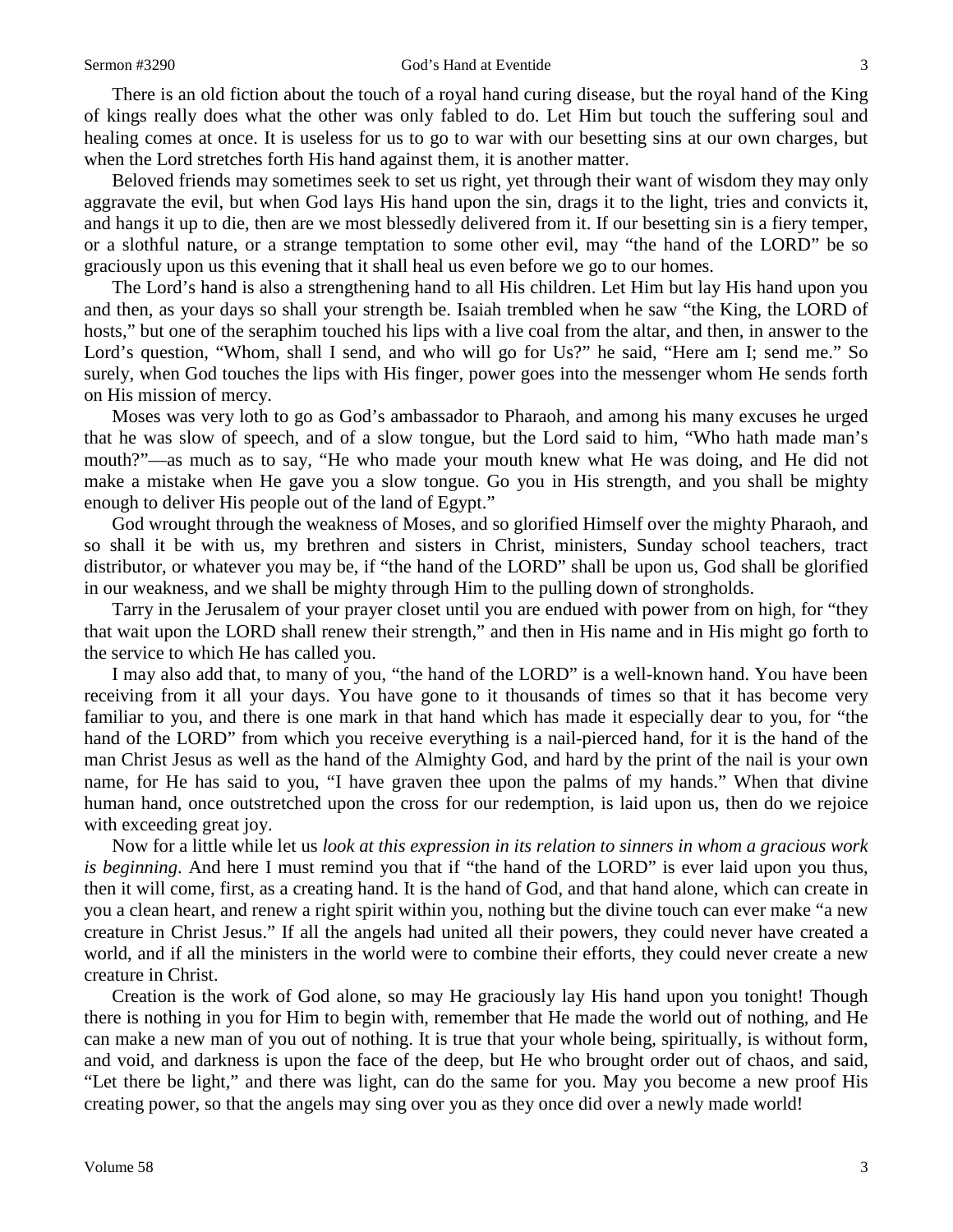There is an old fiction about the touch of a royal hand curing disease, but the royal hand of the King of kings really does what the other was only fabled to do. Let Him but touch the suffering soul and healing comes at once. It is useless for us to go to war with our besetting sins at our own charges, but when the Lord stretches forth His hand against them, it is another matter.

Beloved friends may sometimes seek to set us right, yet through their want of wisdom they may only aggravate the evil, but when God lays His hand upon the sin, drags it to the light, tries and convicts it, and hangs it up to die, then are we most blessedly delivered from it. If our besetting sin is a fiery temper, or a slothful nature, or a strange temptation to some other evil, may "the hand of the LORD" be so graciously upon us this evening that it shall heal us even before we go to our homes.

The Lord's hand is also a strengthening hand to all His children. Let Him but lay His hand upon you and then, as your days so shall your strength be. Isaiah trembled when he saw "the King, the LORD of hosts," but one of the seraphim touched his lips with a live coal from the altar, and then, in answer to the Lord's question, "Whom, shall I send, and who will go for Us?" he said, "Here am I; send me." So surely, when God touches the lips with His finger, power goes into the messenger whom He sends forth on His mission of mercy.

Moses was very loth to go as God's ambassador to Pharaoh, and among his many excuses he urged that he was slow of speech, and of a slow tongue, but the Lord said to him, "Who hath made man's mouth?"—as much as to say, "He who made your mouth knew what He was doing, and He did not make a mistake when He gave you a slow tongue. Go you in His strength, and you shall be mighty enough to deliver His people out of the land of Egypt."

God wrought through the weakness of Moses, and so glorified Himself over the mighty Pharaoh, and so shall it be with us, my brethren and sisters in Christ, ministers, Sunday school teachers, tract distributor, or whatever you may be, if "the hand of the LORD" shall be upon us, God shall be glorified in our weakness, and we shall be mighty through Him to the pulling down of strongholds.

Tarry in the Jerusalem of your prayer closet until you are endued with power from on high, for "they that wait upon the LORD shall renew their strength," and then in His name and in His might go forth to the service to which He has called you.

I may also add that, to many of you, "the hand of the LORD" is a well-known hand. You have been receiving from it all your days. You have gone to it thousands of times so that it has become very familiar to you, and there is one mark in that hand which has made it especially dear to you, for "the hand of the LORD" from which you receive everything is a nail-pierced hand, for it is the hand of the man Christ Jesus as well as the hand of the Almighty God, and hard by the print of the nail is your own name, for He has said to you, "I have graven thee upon the palms of my hands." When that divine human hand, once outstretched upon the cross for our redemption, is laid upon us, then do we rejoice with exceeding great joy.

Now for a little while let us *look at this expression in its relation to sinners in whom a gracious work is beginning*. And here I must remind you that if "the hand of the LORD" is ever laid upon you thus, then it will come, first, as a creating hand. It is the hand of God, and that hand alone, which can create in you a clean heart, and renew a right spirit within you, nothing but the divine touch can ever make "a new creature in Christ Jesus." If all the angels had united all their powers, they could never have created a world, and if all the ministers in the world were to combine their efforts, they could never create a new creature in Christ.

Creation is the work of God alone, so may He graciously lay His hand upon you tonight! Though there is nothing in you for Him to begin with, remember that He made the world out of nothing, and He can make a new man of you out of nothing. It is true that your whole being, spiritually, is without form, and void, and darkness is upon the face of the deep, but He who brought order out of chaos, and said, "Let there be light," and there was light, can do the same for you. May you become a new proof His creating power, so that the angels may sing over you as they once did over a newly made world!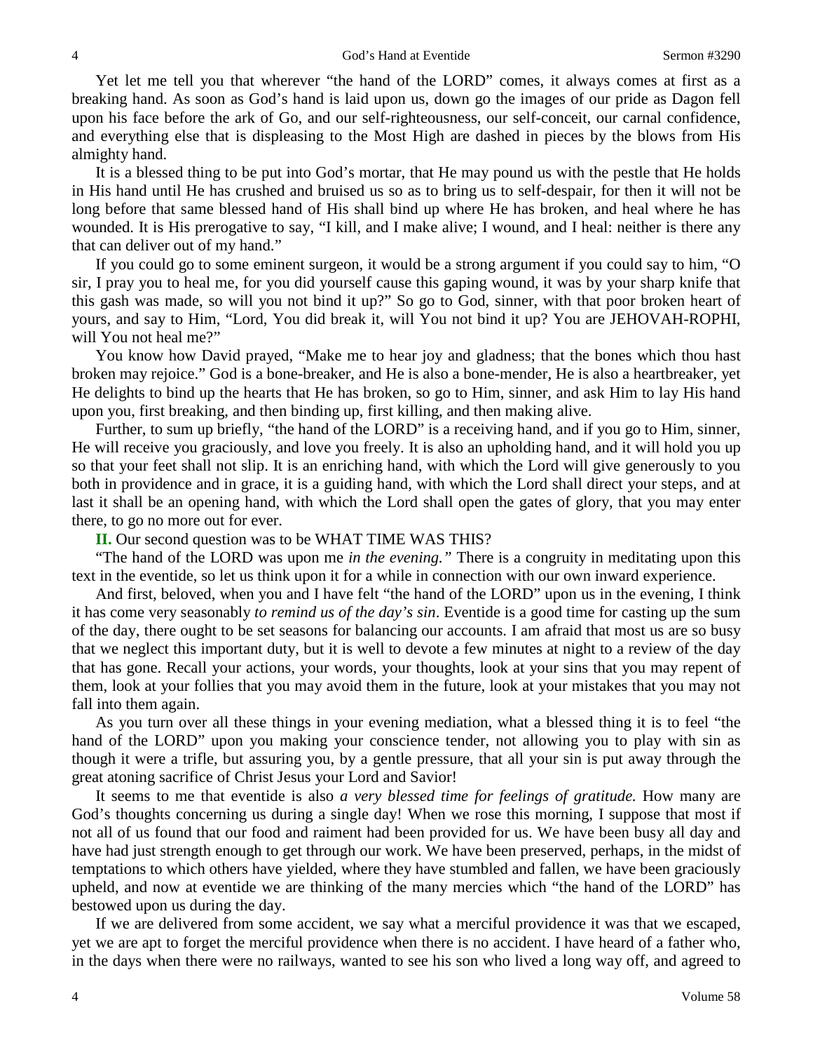Yet let me tell you that wherever "the hand of the LORD" comes, it always comes at first as a breaking hand. As soon as God's hand is laid upon us, down go the images of our pride as Dagon fell upon his face before the ark of Go, and our self-righteousness, our self-conceit, our carnal confidence, and everything else that is displeasing to the Most High are dashed in pieces by the blows from His almighty hand.

It is a blessed thing to be put into God's mortar, that He may pound us with the pestle that He holds in His hand until He has crushed and bruised us so as to bring us to self-despair, for then it will not be long before that same blessed hand of His shall bind up where He has broken, and heal where he has wounded. It is His prerogative to say, "I kill, and I make alive; I wound, and I heal: neither is there any that can deliver out of my hand."

If you could go to some eminent surgeon, it would be a strong argument if you could say to him, "O sir, I pray you to heal me, for you did yourself cause this gaping wound, it was by your sharp knife that this gash was made, so will you not bind it up?" So go to God, sinner, with that poor broken heart of yours, and say to Him, "Lord, You did break it, will You not bind it up? You are JEHOVAH-ROPHI, will You not heal me?"

You know how David prayed, "Make me to hear joy and gladness; that the bones which thou hast broken may rejoice." God is a bone-breaker, and He is also a bone-mender, He is also a heartbreaker, yet He delights to bind up the hearts that He has broken, so go to Him, sinner, and ask Him to lay His hand upon you, first breaking, and then binding up, first killing, and then making alive.

Further, to sum up briefly, "the hand of the LORD" is a receiving hand, and if you go to Him, sinner, He will receive you graciously, and love you freely. It is also an upholding hand, and it will hold you up so that your feet shall not slip. It is an enriching hand, with which the Lord will give generously to you both in providence and in grace, it is a guiding hand, with which the Lord shall direct your steps, and at last it shall be an opening hand, with which the Lord shall open the gates of glory, that you may enter there, to go no more out for ever.

**II.** Our second question was to be WHAT TIME WAS THIS?

"The hand of the LORD was upon me *in the evening."* There is a congruity in meditating upon this text in the eventide, so let us think upon it for a while in connection with our own inward experience.

And first, beloved, when you and I have felt "the hand of the LORD" upon us in the evening, I think it has come very seasonably *to remind us of the day's sin*. Eventide is a good time for casting up the sum of the day, there ought to be set seasons for balancing our accounts. I am afraid that most us are so busy that we neglect this important duty, but it is well to devote a few minutes at night to a review of the day that has gone. Recall your actions, your words, your thoughts, look at your sins that you may repent of them, look at your follies that you may avoid them in the future, look at your mistakes that you may not fall into them again.

As you turn over all these things in your evening mediation, what a blessed thing it is to feel "the hand of the LORD" upon you making your conscience tender, not allowing you to play with sin as though it were a trifle, but assuring you, by a gentle pressure, that all your sin is put away through the great atoning sacrifice of Christ Jesus your Lord and Savior!

It seems to me that eventide is also *a very blessed time for feelings of gratitude.* How many are God's thoughts concerning us during a single day! When we rose this morning, I suppose that most if not all of us found that our food and raiment had been provided for us. We have been busy all day and have had just strength enough to get through our work. We have been preserved, perhaps, in the midst of temptations to which others have yielded, where they have stumbled and fallen, we have been graciously upheld, and now at eventide we are thinking of the many mercies which "the hand of the LORD" has bestowed upon us during the day.

If we are delivered from some accident, we say what a merciful providence it was that we escaped, yet we are apt to forget the merciful providence when there is no accident. I have heard of a father who, in the days when there were no railways, wanted to see his son who lived a long way off, and agreed to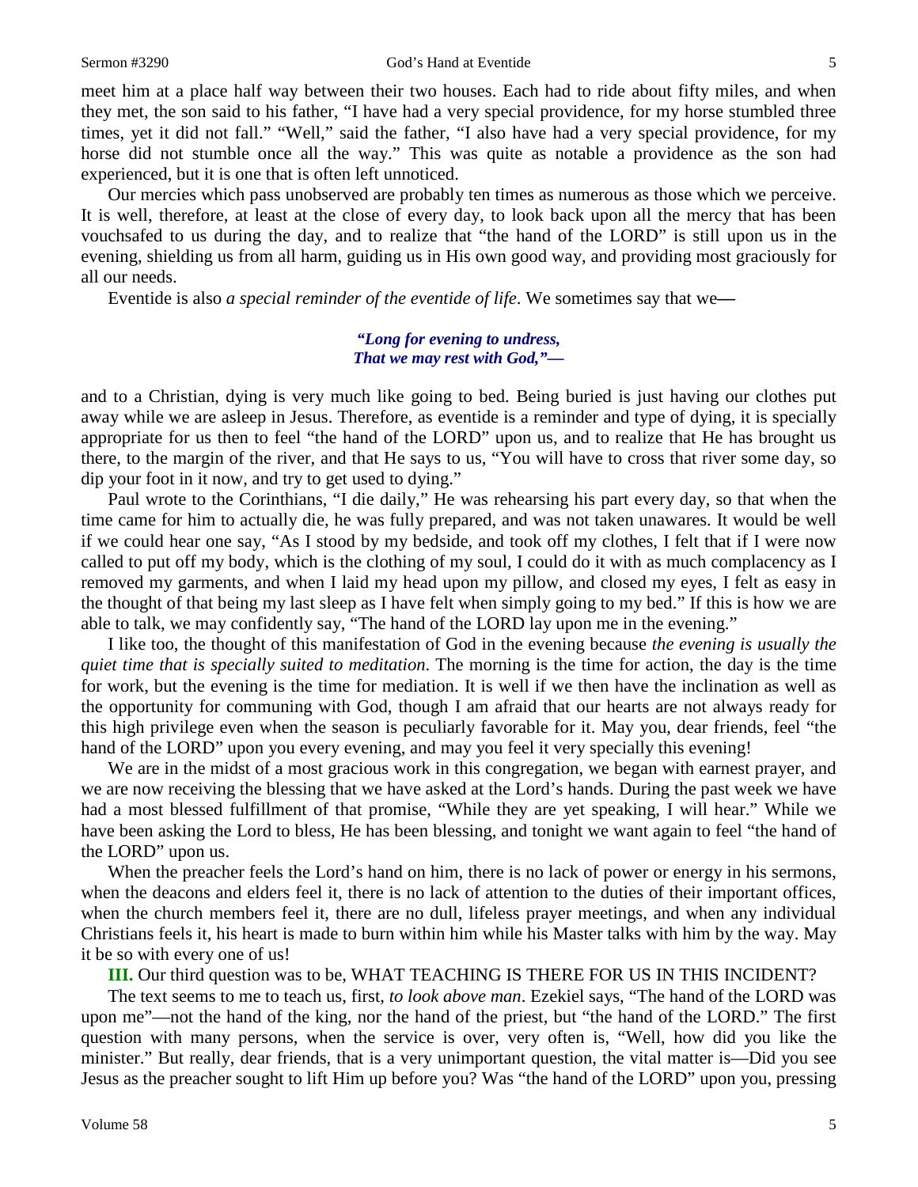meet him at a place half way between their two houses. Each had to ride about fifty miles, and when they met, the son said to his father, "I have had a very special providence, for my horse stumbled three times, yet it did not fall." "Well," said the father, "I also have had a very special providence, for my horse did not stumble once all the way." This was quite as notable a providence as the son had experienced, but it is one that is often left unnoticed.

Our mercies which pass unobserved are probably ten times as numerous as those which we perceive. It is well, therefore, at least at the close of every day, to look back upon all the mercy that has been vouchsafed to us during the day, and to realize that "the hand of the LORD" is still upon us in the evening, shielding us from all harm, guiding us in His own good way, and providing most graciously for all our needs.

Eventide is also *a special reminder of the eventide of life*. We sometimes say that we**—**

> ***"Long for evening to undress,***
> ***That we may rest with God,"—***

and to a Christian, dying is very much like going to bed. Being buried is just having our clothes put away while we are asleep in Jesus. Therefore, as eventide is a reminder and type of dying, it is specially appropriate for us then to feel "the hand of the LORD" upon us, and to realize that He has brought us there, to the margin of the river, and that He says to us, "You will have to cross that river some day, so dip your foot in it now, and try to get used to dying."

Paul wrote to the Corinthians, "I die daily," He was rehearsing his part every day, so that when the time came for him to actually die, he was fully prepared, and was not taken unawares. It would be well if we could hear one say, "As I stood by my bedside, and took off my clothes, I felt that if I were now called to put off my body, which is the clothing of my soul, I could do it with as much complacency as I removed my garments, and when I laid my head upon my pillow, and closed my eyes, I felt as easy in the thought of that being my last sleep as I have felt when simply going to my bed." If this is how we are able to talk, we may confidently say, "The hand of the LORD lay upon me in the evening."

I like too, the thought of this manifestation of God in the evening because *the evening is usually the quiet time that is specially suited to meditation*. The morning is the time for action, the day is the time for work, but the evening is the time for mediation. It is well if we then have the inclination as well as the opportunity for communing with God, though I am afraid that our hearts are not always ready for this high privilege even when the season is peculiarly favorable for it. May you, dear friends, feel "the hand of the LORD" upon you every evening, and may you feel it very specially this evening!

We are in the midst of a most gracious work in this congregation, we began with earnest prayer, and we are now receiving the blessing that we have asked at the Lord's hands. During the past week we have had a most blessed fulfillment of that promise, "While they are yet speaking, I will hear." While we have been asking the Lord to bless, He has been blessing, and tonight we want again to feel "the hand of the LORD" upon us.

When the preacher feels the Lord's hand on him, there is no lack of power or energy in his sermons, when the deacons and elders feel it, there is no lack of attention to the duties of their important offices, when the church members feel it, there are no dull, lifeless prayer meetings, and when any individual Christians feels it, his heart is made to burn within him while his Master talks with him by the way. May it be so with every one of us!

**III.** Our third question was to be, WHAT TEACHING IS THERE FOR US IN THIS INCIDENT?

The text seems to me to teach us, first, *to look above man*. Ezekiel says, "The hand of the LORD was upon me"—not the hand of the king, nor the hand of the priest, but "the hand of the LORD." The first question with many persons, when the service is over, very often is, "Well, how did you like the minister." But really, dear friends, that is a very unimportant question, the vital matter is—Did you see Jesus as the preacher sought to lift Him up before you? Was "the hand of the LORD" upon you, pressing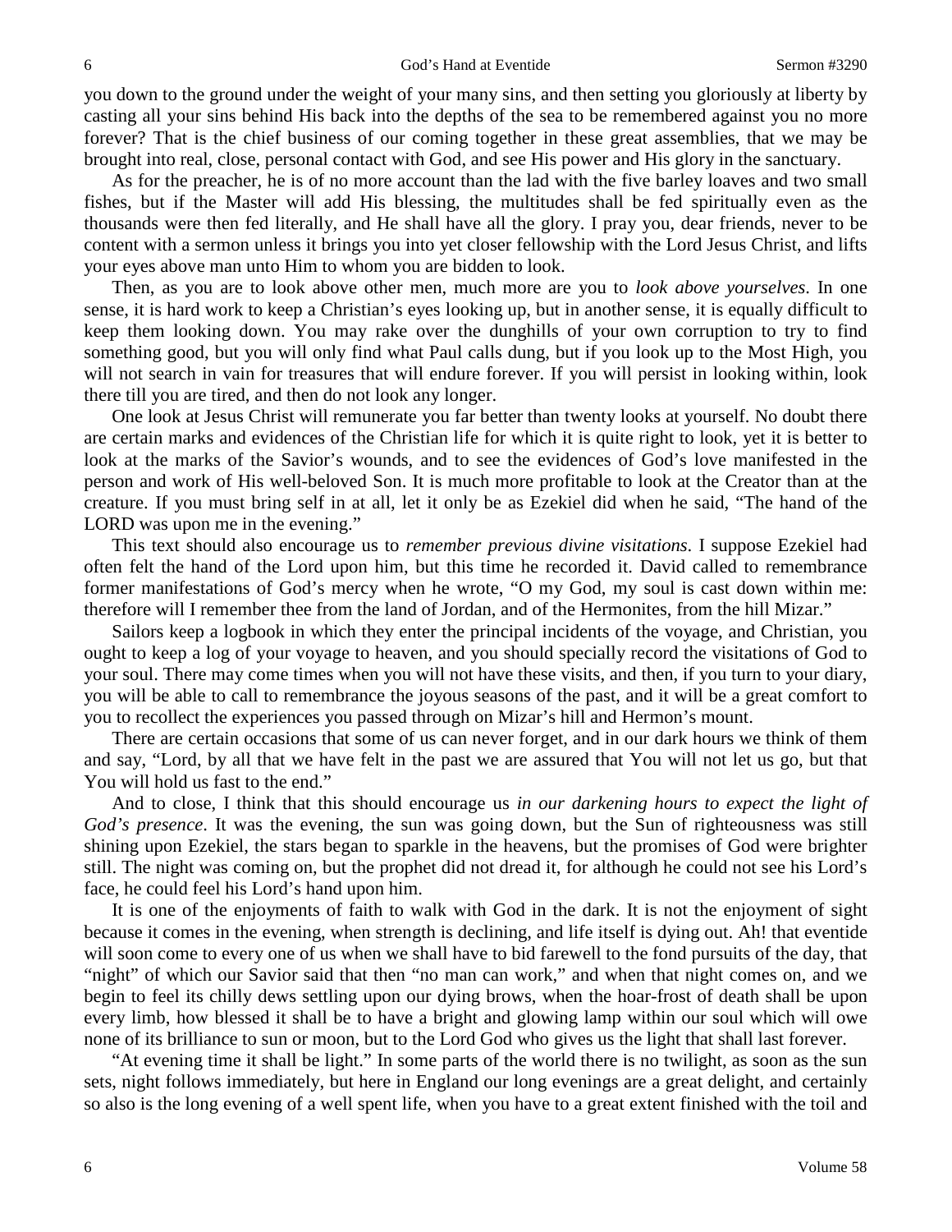you down to the ground under the weight of your many sins, and then setting you gloriously at liberty by casting all your sins behind His back into the depths of the sea to be remembered against you no more forever? That is the chief business of our coming together in these great assemblies, that we may be brought into real, close, personal contact with God, and see His power and His glory in the sanctuary.

As for the preacher, he is of no more account than the lad with the five barley loaves and two small fishes, but if the Master will add His blessing, the multitudes shall be fed spiritually even as the thousands were then fed literally, and He shall have all the glory. I pray you, dear friends, never to be content with a sermon unless it brings you into yet closer fellowship with the Lord Jesus Christ, and lifts your eyes above man unto Him to whom you are bidden to look.

Then, as you are to look above other men, much more are you to *look above yourselves*. In one sense, it is hard work to keep a Christian's eyes looking up, but in another sense, it is equally difficult to keep them looking down. You may rake over the dunghills of your own corruption to try to find something good, but you will only find what Paul calls dung, but if you look up to the Most High, you will not search in vain for treasures that will endure forever. If you will persist in looking within, look there till you are tired, and then do not look any longer.

One look at Jesus Christ will remunerate you far better than twenty looks at yourself. No doubt there are certain marks and evidences of the Christian life for which it is quite right to look, yet it is better to look at the marks of the Savior's wounds, and to see the evidences of God's love manifested in the person and work of His well-beloved Son. It is much more profitable to look at the Creator than at the creature. If you must bring self in at all, let it only be as Ezekiel did when he said, "The hand of the LORD was upon me in the evening."

This text should also encourage us to *remember previous divine visitations*. I suppose Ezekiel had often felt the hand of the Lord upon him, but this time he recorded it. David called to remembrance former manifestations of God's mercy when he wrote, "O my God, my soul is cast down within me: therefore will I remember thee from the land of Jordan, and of the Hermonites, from the hill Mizar."

Sailors keep a logbook in which they enter the principal incidents of the voyage, and Christian, you ought to keep a log of your voyage to heaven, and you should specially record the visitations of God to your soul. There may come times when you will not have these visits, and then, if you turn to your diary, you will be able to call to remembrance the joyous seasons of the past, and it will be a great comfort to you to recollect the experiences you passed through on Mizar's hill and Hermon's mount.

There are certain occasions that some of us can never forget, and in our dark hours we think of them and say, "Lord, by all that we have felt in the past we are assured that You will not let us go, but that You will hold us fast to the end."

And to close, I think that this should encourage us *in our darkening hours to expect the light of God's presence*. It was the evening, the sun was going down, but the Sun of righteousness was still shining upon Ezekiel, the stars began to sparkle in the heavens, but the promises of God were brighter still. The night was coming on, but the prophet did not dread it, for although he could not see his Lord's face, he could feel his Lord's hand upon him.

It is one of the enjoyments of faith to walk with God in the dark. It is not the enjoyment of sight because it comes in the evening, when strength is declining, and life itself is dying out. Ah! that eventide will soon come to every one of us when we shall have to bid farewell to the fond pursuits of the day, that "night" of which our Savior said that then "no man can work," and when that night comes on, and we begin to feel its chilly dews settling upon our dying brows, when the hoar-frost of death shall be upon every limb, how blessed it shall be to have a bright and glowing lamp within our soul which will owe none of its brilliance to sun or moon, but to the Lord God who gives us the light that shall last forever.

"At evening time it shall be light." In some parts of the world there is no twilight, as soon as the sun sets, night follows immediately, but here in England our long evenings are a great delight, and certainly so also is the long evening of a well spent life, when you have to a great extent finished with the toil and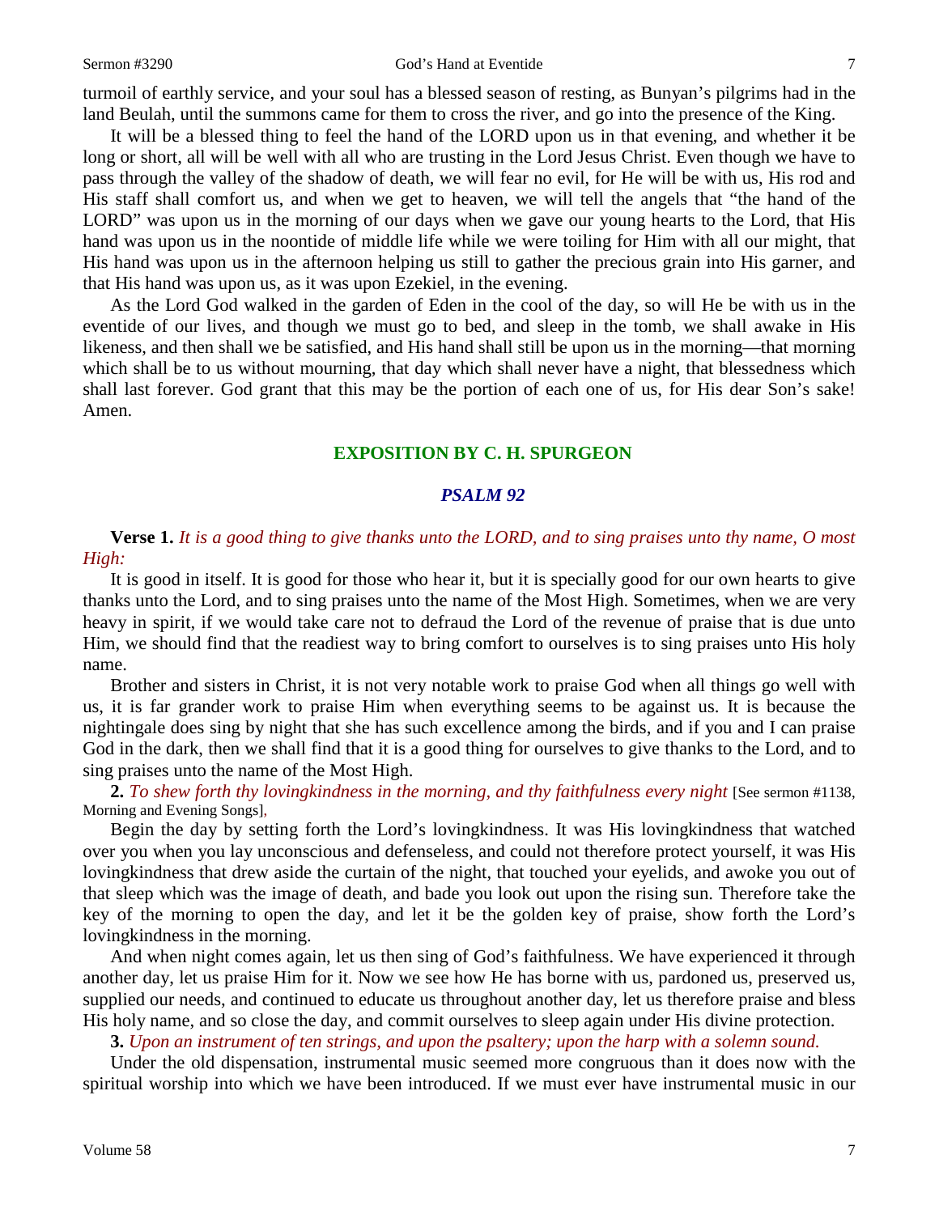turmoil of earthly service, and your soul has a blessed season of resting, as Bunyan's pilgrims had in the land Beulah, until the summons came for them to cross the river, and go into the presence of the King.

It will be a blessed thing to feel the hand of the LORD upon us in that evening, and whether it be long or short, all will be well with all who are trusting in the Lord Jesus Christ. Even though we have to pass through the valley of the shadow of death, we will fear no evil, for He will be with us, His rod and His staff shall comfort us, and when we get to heaven, we will tell the angels that "the hand of the LORD" was upon us in the morning of our days when we gave our young hearts to the Lord, that His hand was upon us in the noontide of middle life while we were toiling for Him with all our might, that His hand was upon us in the afternoon helping us still to gather the precious grain into His garner, and that His hand was upon us, as it was upon Ezekiel, in the evening.

As the Lord God walked in the garden of Eden in the cool of the day, so will He be with us in the eventide of our lives, and though we must go to bed, and sleep in the tomb, we shall awake in His likeness, and then shall we be satisfied, and His hand shall still be upon us in the morning—that morning which shall be to us without mourning, that day which shall never have a night, that blessedness which shall last forever. God grant that this may be the portion of each one of us, for His dear Son's sake! Amen.

## EXPOSITION BY C. H. SPURGEON

### *PSALM 92*

**Verse 1.** *It is a good thing to give thanks unto the LORD, and to sing praises unto thy name, O most High:*

It is good in itself. It is good for those who hear it, but it is specially good for our own hearts to give thanks unto the Lord, and to sing praises unto the name of the Most High. Sometimes, when we are very heavy in spirit, if we would take care not to defraud the Lord of the revenue of praise that is due unto Him, we should find that the readiest way to bring comfort to ourselves is to sing praises unto His holy name.

Brother and sisters in Christ, it is not very notable work to praise God when all things go well with us, it is far grander work to praise Him when everything seems to be against us. It is because the nightingale does sing by night that she has such excellence among the birds, and if you and I can praise God in the dark, then we shall find that it is a good thing for ourselves to give thanks to the Lord, and to sing praises unto the name of the Most High.

**2.** *To shew forth thy lovingkindness in the morning, and thy faithfulness every night* [See sermon #1138, Morning and Evening Songs],

Begin the day by setting forth the Lord's lovingkindness. It was His lovingkindness that watched over you when you lay unconscious and defenseless, and could not therefore protect yourself, it was His lovingkindness that drew aside the curtain of the night, that touched your eyelids, and awoke you out of that sleep which was the image of death, and bade you look out upon the rising sun. Therefore take the key of the morning to open the day, and let it be the golden key of praise, show forth the Lord's lovingkindness in the morning.

And when night comes again, let us then sing of God's faithfulness. We have experienced it through another day, let us praise Him for it. Now we see how He has borne with us, pardoned us, preserved us, supplied our needs, and continued to educate us throughout another day, let us therefore praise and bless His holy name, and so close the day, and commit ourselves to sleep again under His divine protection.

**3.** *Upon an instrument of ten strings, and upon the psaltery; upon the harp with a solemn sound.*

Under the old dispensation, instrumental music seemed more congruous than it does now with the spiritual worship into which we have been introduced. If we must ever have instrumental music in our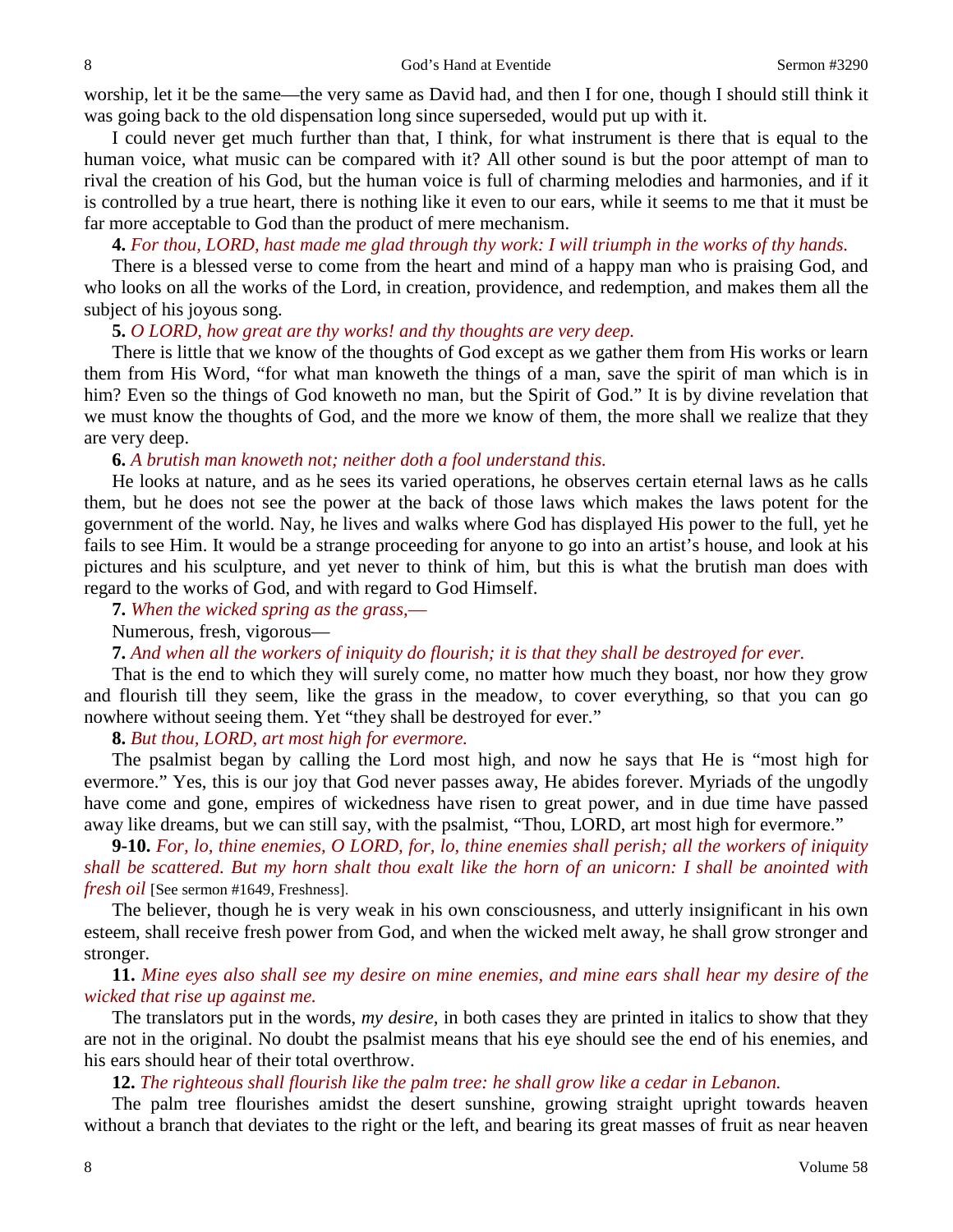worship, let it be the same—the very same as David had, and then I for one, though I should still think it was going back to the old dispensation long since superseded, would put up with it.

I could never get much further than that, I think, for what instrument is there that is equal to the human voice, what music can be compared with it? All other sound is but the poor attempt of man to rival the creation of his God, but the human voice is full of charming melodies and harmonies, and if it is controlled by a true heart, there is nothing like it even to our ears, while it seems to me that it must be far more acceptable to God than the product of mere mechanism.

**4.** *For thou, LORD, hast made me glad through thy work: I will triumph in the works of thy hands.*

There is a blessed verse to come from the heart and mind of a happy man who is praising God, and who looks on all the works of the Lord, in creation, providence, and redemption, and makes them all the subject of his joyous song.

**5.** *O LORD, how great are thy works! and thy thoughts are very deep.*

There is little that we know of the thoughts of God except as we gather them from His works or learn them from His Word, "for what man knoweth the things of a man, save the spirit of man which is in him? Even so the things of God knoweth no man, but the Spirit of God." It is by divine revelation that we must know the thoughts of God, and the more we know of them, the more shall we realize that they are very deep.

**6.** *A brutish man knoweth not; neither doth a fool understand this.*

He looks at nature, and as he sees its varied operations, he observes certain eternal laws as he calls them, but he does not see the power at the back of those laws which makes the laws potent for the government of the world. Nay, he lives and walks where God has displayed His power to the full, yet he fails to see Him. It would be a strange proceeding for anyone to go into an artist's house, and look at his pictures and his sculpture, and yet never to think of him, but this is what the brutish man does with regard to the works of God, and with regard to God Himself.

**7.** *When the wicked spring as the grass,—*

Numerous, fresh, vigorous—

**7.** *And when all the workers of iniquity do flourish; it is that they shall be destroyed for ever.*

That is the end to which they will surely come, no matter how much they boast, nor how they grow and flourish till they seem, like the grass in the meadow, to cover everything, so that you can go nowhere without seeing them. Yet "they shall be destroyed for ever."

**8.** *But thou, LORD, art most high for evermore.*

The psalmist began by calling the Lord most high, and now he says that He is "most high for evermore." Yes, this is our joy that God never passes away, He abides forever. Myriads of the ungodly have come and gone, empires of wickedness have risen to great power, and in due time have passed away like dreams, but we can still say, with the psalmist, "Thou, LORD, art most high for evermore."

**9-10.** *For, lo, thine enemies, O LORD, for, lo, thine enemies shall perish; all the workers of iniquity shall be scattered. But my horn shalt thou exalt like the horn of an unicorn: I shall be anointed with fresh oil* [See sermon #1649, Freshness].

The believer, though he is very weak in his own consciousness, and utterly insignificant in his own esteem, shall receive fresh power from God, and when the wicked melt away, he shall grow stronger and stronger.

**11.** *Mine eyes also shall see my desire on mine enemies, and mine ears shall hear my desire of the wicked that rise up against me.*

The translators put in the words, *my desire,* in both cases they are printed in italics to show that they are not in the original. No doubt the psalmist means that his eye should see the end of his enemies, and his ears should hear of their total overthrow.

**12.** *The righteous shall flourish like the palm tree: he shall grow like a cedar in Lebanon.*

The palm tree flourishes amidst the desert sunshine, growing straight upright towards heaven without a branch that deviates to the right or the left, and bearing its great masses of fruit as near heaven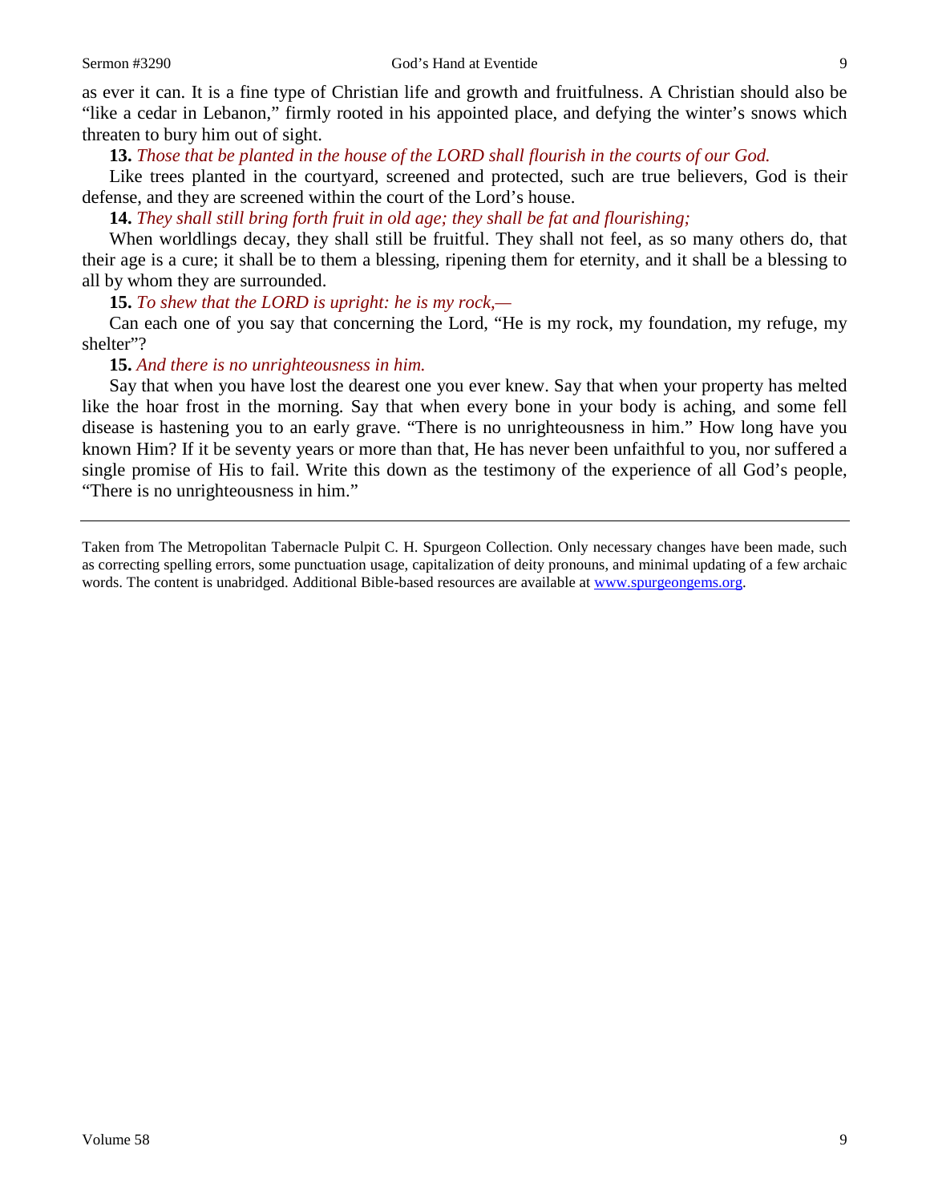as ever it can. It is a fine type of Christian life and growth and fruitfulness. A Christian should also be "like a cedar in Lebanon," firmly rooted in his appointed place, and defying the winter's snows which threaten to bury him out of sight.

**13.** *Those that be planted in the house of the LORD shall flourish in the courts of our God.*

Like trees planted in the courtyard, screened and protected, such are true believers, God is their defense, and they are screened within the court of the Lord's house.

**14.** *They shall still bring forth fruit in old age; they shall be fat and flourishing;*

When worldlings decay, they shall still be fruitful. They shall not feel, as so many others do, that their age is a cure; it shall be to them a blessing, ripening them for eternity, and it shall be a blessing to all by whom they are surrounded.

**15.** *To shew that the LORD is upright: he is my rock,—*

Can each one of you say that concerning the Lord, "He is my rock, my foundation, my refuge, my shelter"?

**15.** *And there is no unrighteousness in him.*

Say that when you have lost the dearest one you ever knew. Say that when your property has melted like the hoar frost in the morning. Say that when every bone in your body is aching, and some fell disease is hastening you to an early grave. "There is no unrighteousness in him." How long have you known Him? If it be seventy years or more than that, He has never been unfaithful to you, nor suffered a single promise of His to fail. Write this down as the testimony of the experience of all God's people, "There is no unrighteousness in him."

---

Taken from The Metropolitan Tabernacle Pulpit C. H. Spurgeon Collection. Only necessary changes have been made, such as correcting spelling errors, some punctuation usage, capitalization of deity pronouns, and minimal updating of a few archaic words. The content is unabridged. Additional Bible-based resources are available at [www.spurgeongems.org](http://www.spurgeongems.org).